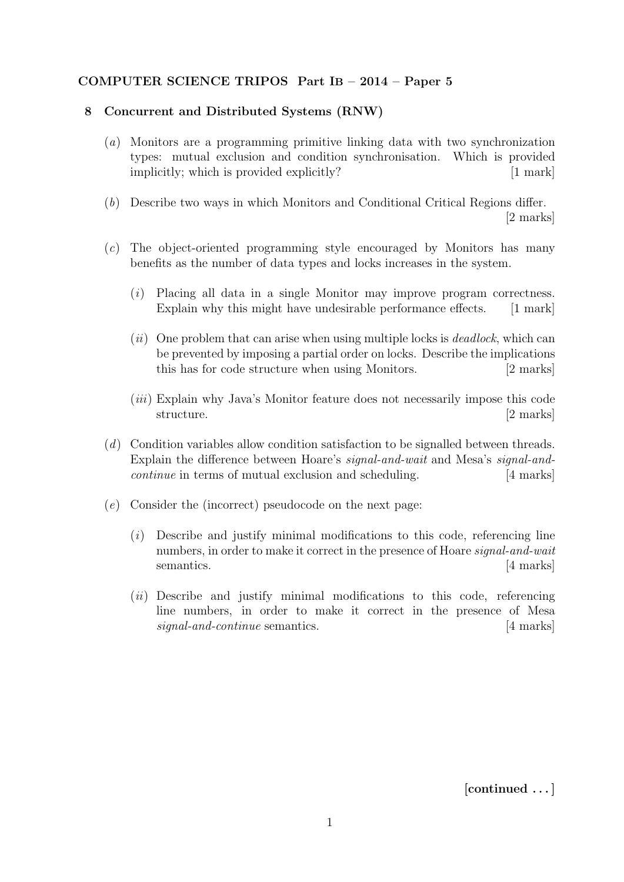**COMPUTER SCIENCE TRIPOS Part IB – 2014 – Paper 5**

## 8 Concurrent and Distributed Systems (RNW)

(*a*) Monitors are a programming primitive linking data with two synchronization types: mutual exclusion and condition synchronisation. Which is provided implicitly; which is provided explicitly? [1 mark]

(*b*) Describe two ways in which Monitors and Conditional Critical Regions differ. [2 marks]

(*c*) The object-oriented programming style encouraged by Monitors has many benefits as the number of data types and locks increases in the system.

(*i*) Placing all data in a single Monitor may improve program correctness. Explain why this might have undesirable performance effects. [1 mark]

(*ii*) One problem that can arise when using multiple locks is *deadlock*, which can be prevented by imposing a partial order on locks. Describe the implications this has for code structure when using Monitors. [2 marks]

(*iii*) Explain why Java's Monitor feature does not necessarily impose this code structure. [2 marks]

(*d*) Condition variables allow condition satisfaction to be signalled between threads. Explain the difference between Hoare's *signal-and-wait* and Mesa's *signal-and-continue* in terms of mutual exclusion and scheduling. [4 marks]

(*e*) Consider the (incorrect) pseudocode on the next page:

(*i*) Describe and justify minimal modifications to this code, referencing line numbers, in order to make it correct in the presence of Hoare *signal-and-wait* semantics. [4 marks]

(*ii*) Describe and justify minimal modifications to this code, referencing line numbers, in order to make it correct in the presence of Mesa *signal-and-continue* semantics. [4 marks]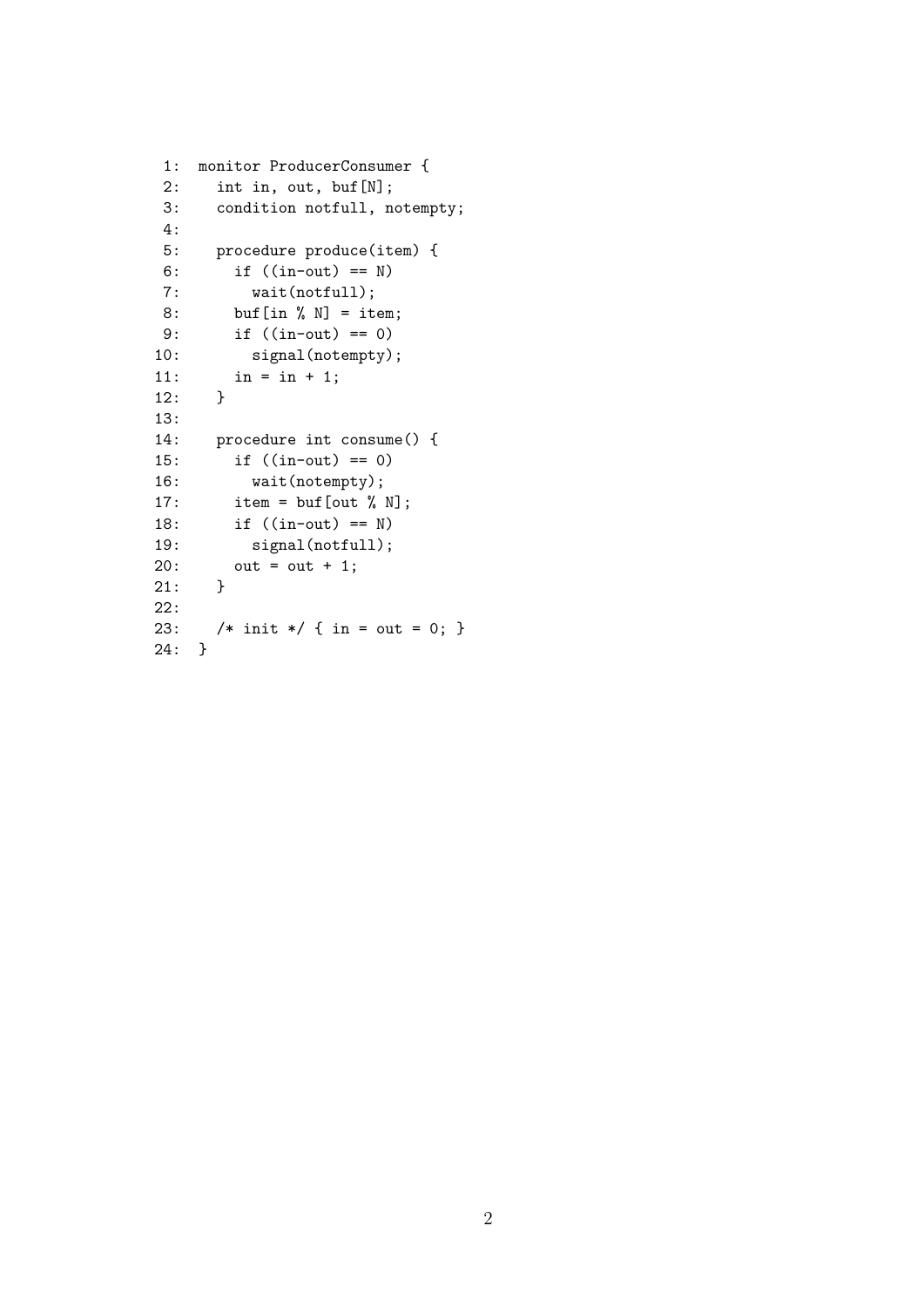```
 1:  monitor ProducerConsumer {
 2:    int in, out, buf[N];
 3:    condition notfull, notempty;
 4:
 5:    procedure produce(item) {
 6:      if ((in-out) == N)
 7:        wait(notfull);
 8:      buf[in % N] = item;
 9:      if ((in-out) == 0)
10:        signal(notempty);
11:      in = in + 1;
12:    }
13:
14:    procedure int consume() {
15:      if ((in-out) == 0)
16:        wait(notempty);
17:      item = buf[out % N];
18:      if ((in-out) == N)
19:        signal(notfull);
20:      out = out + 1;
21:    }
22:
23:    /* init */ { in = out = 0; }
24:  }
```